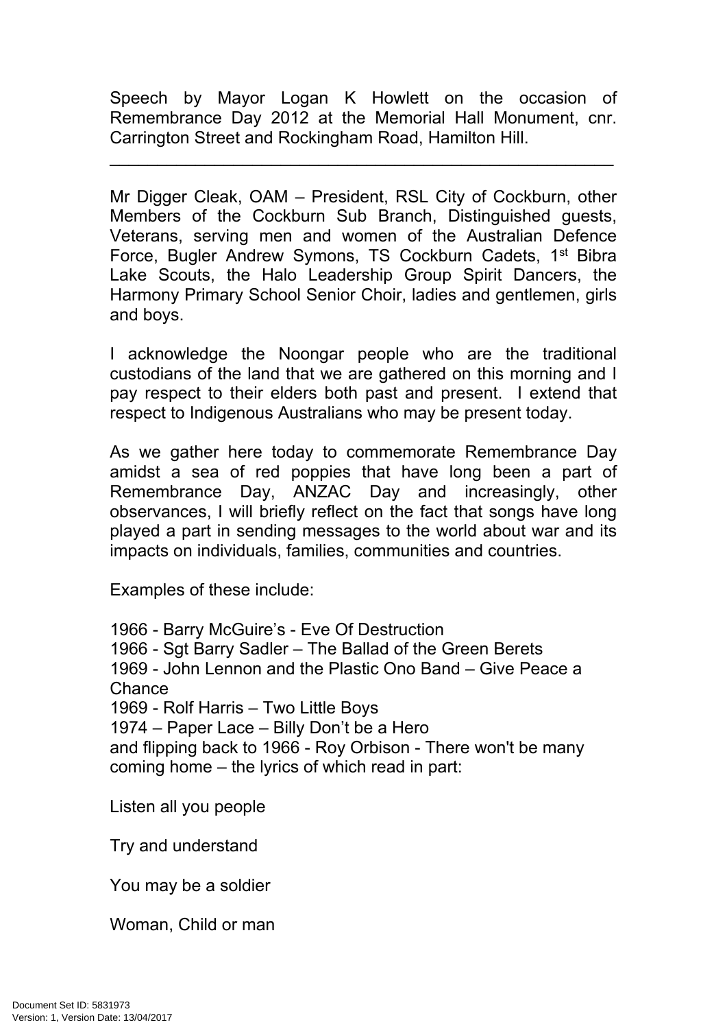Speech by Mayor Logan K Howlett on the occasion of Remembrance Day 2012 at the Memorial Hall Monument, cnr. Carrington Street and Rockingham Road, Hamilton Hill.

---

Mr Digger Cleak, OAM – President, RSL City of Cockburn, other Members of the Cockburn Sub Branch, Distinguished guests, Veterans, serving men and women of the Australian Defence Force, Bugler Andrew Symons, TS Cockburn Cadets, 1st Bibra Lake Scouts, the Halo Leadership Group Spirit Dancers, the Harmony Primary School Senior Choir, ladies and gentlemen, girls and boys.

I acknowledge the Noongar people who are the traditional custodians of the land that we are gathered on this morning and I pay respect to their elders both past and present. I extend that respect to Indigenous Australians who may be present today.

As we gather here today to commemorate Remembrance Day amidst a sea of red poppies that have long been a part of Remembrance Day, ANZAC Day and increasingly, other observances, I will briefly reflect on the fact that songs have long played a part in sending messages to the world about war and its impacts on individuals, families, communities and countries.

Examples of these include:

1966 - Barry McGuire's - Eve Of Destruction
1966 - Sgt Barry Sadler – The Ballad of the Green Berets
1969 - John Lennon and the Plastic Ono Band – Give Peace a Chance
1969 - Rolf Harris – Two Little Boys
1974 – Paper Lace – Billy Don't be a Hero
and flipping back to 1966 - Roy Orbison - There won't be many coming home – the lyrics of which read in part:

Listen all you people

Try and understand

You may be a soldier

Woman, Child or man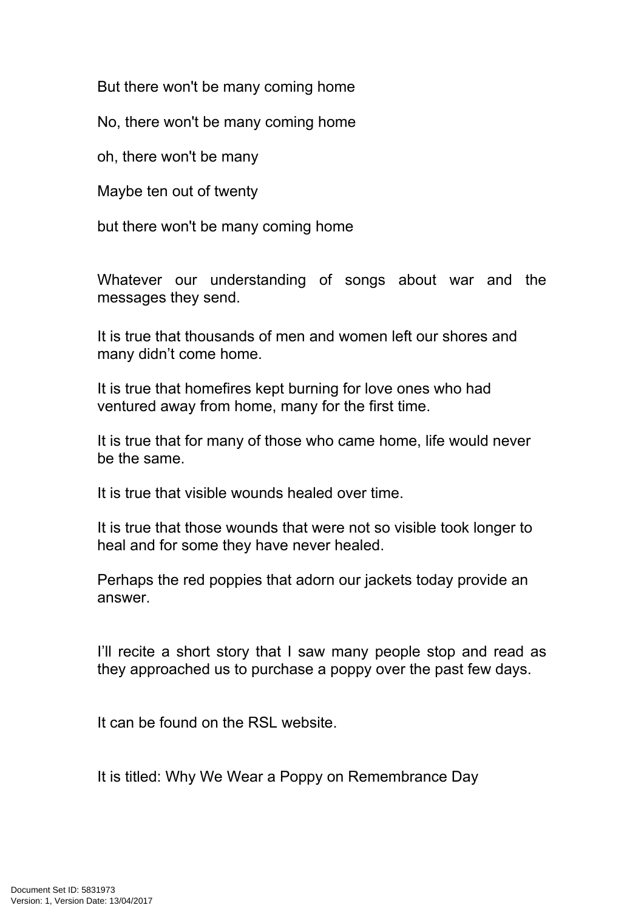But there won't be many coming home

No, there won't be many coming home

oh, there won't be many

Maybe ten out of twenty

but there won't be many coming home

Whatever our understanding of songs about war and the messages they send.

It is true that thousands of men and women left our shores and many didn't come home.

It is true that homefires kept burning for love ones who had ventured away from home, many for the first time.

It is true that for many of those who came home, life would never be the same.

It is true that visible wounds healed over time.

It is true that those wounds that were not so visible took longer to heal and for some they have never healed.

Perhaps the red poppies that adorn our jackets today provide an answer.

I'll recite a short story that I saw many people stop and read as they approached us to purchase a poppy over the past few days.

It can be found on the RSL website.

It is titled: Why We Wear a Poppy on Remembrance Day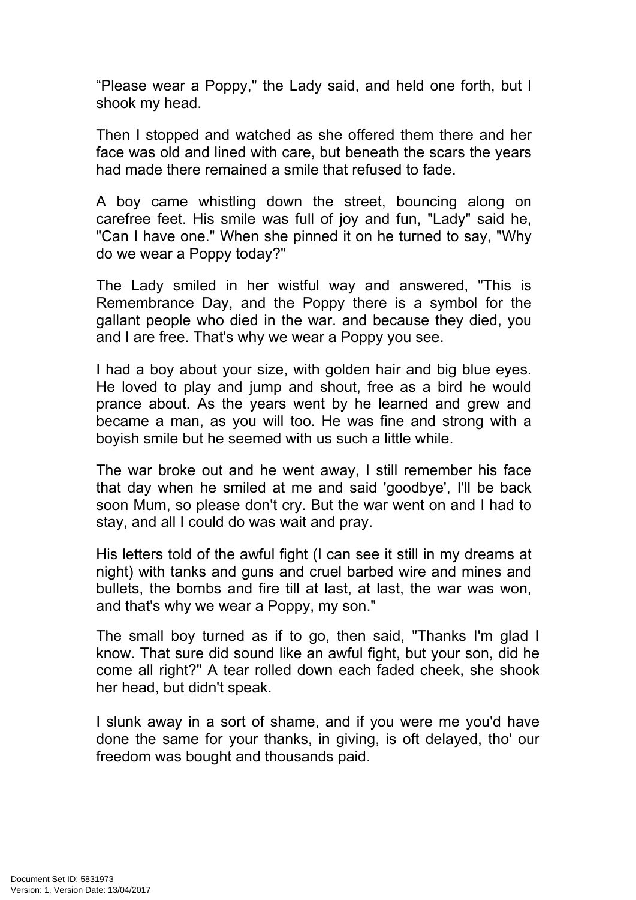“Please wear a Poppy," the Lady said, and held one forth, but I shook my head.

Then I stopped and watched as she offered them there and her face was old and lined with care, but beneath the scars the years had made there remained a smile that refused to fade.

A boy came whistling down the street, bouncing along on carefree feet. His smile was full of joy and fun, "Lady" said he, "Can I have one." When she pinned it on he turned to say, "Why do we wear a Poppy today?"

The Lady smiled in her wistful way and answered, "This is Remembrance Day, and the Poppy there is a symbol for the gallant people who died in the war. and because they died, you and I are free. That's why we wear a Poppy you see.

I had a boy about your size, with golden hair and big blue eyes. He loved to play and jump and shout, free as a bird he would prance about. As the years went by he learned and grew and became a man, as you will too. He was fine and strong with a boyish smile but he seemed with us such a little while.

The war broke out and he went away, I still remember his face that day when he smiled at me and said 'goodbye', I'll be back soon Mum, so please don't cry. But the war went on and I had to stay, and all I could do was wait and pray.

His letters told of the awful fight (I can see it still in my dreams at night) with tanks and guns and cruel barbed wire and mines and bullets, the bombs and fire till at last, at last, the war was won, and that's why we wear a Poppy, my son."

The small boy turned as if to go, then said, "Thanks I'm glad I know. That sure did sound like an awful fight, but your son, did he come all right?" A tear rolled down each faded cheek, she shook her head, but didn't speak.

I slunk away in a sort of shame, and if you were me you'd have done the same for your thanks, in giving, is oft delayed, tho' our freedom was bought and thousands paid.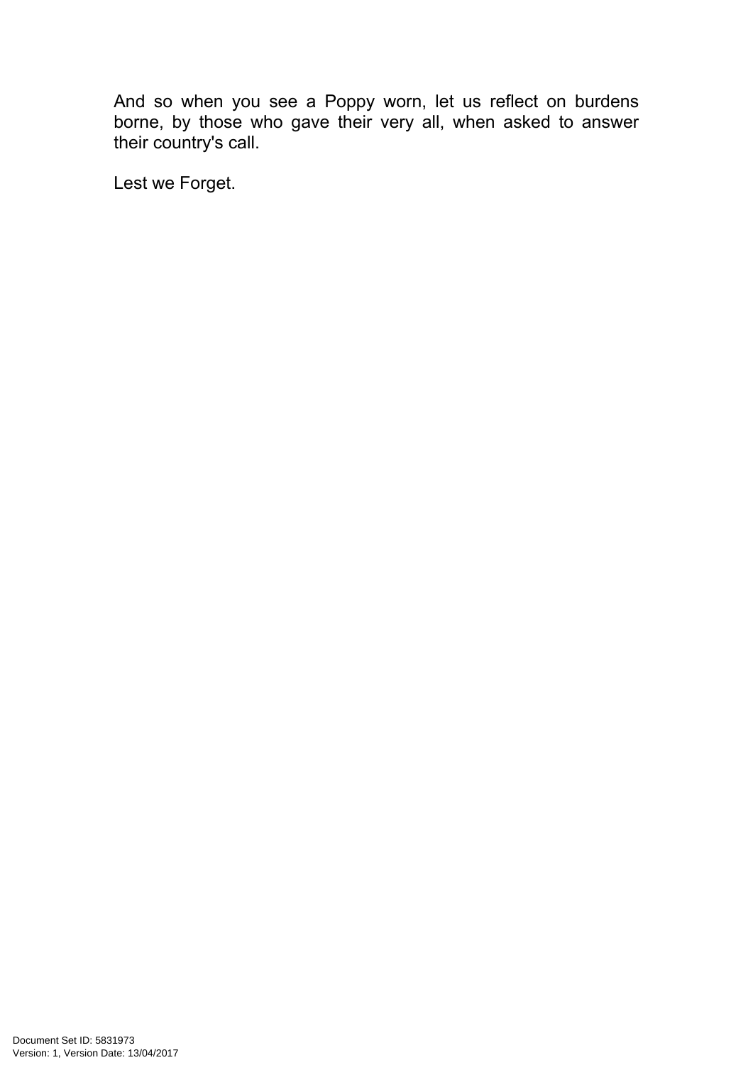And so when you see a Poppy worn, let us reflect on burdens borne, by those who gave their very all, when asked to answer their country's call.

Lest we Forget.